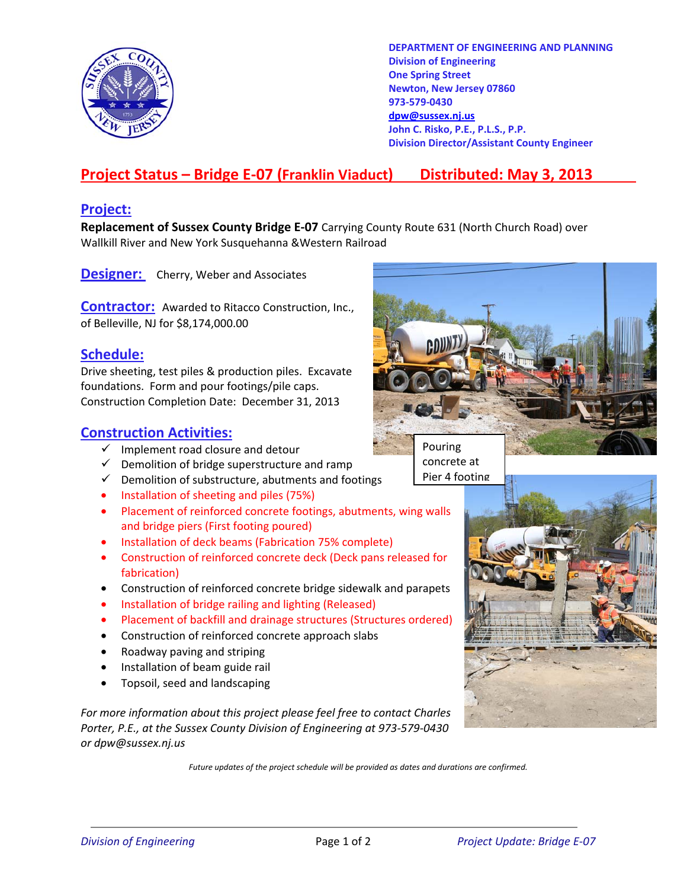DEPARTMENT OF ENGINEERING AND PLANNING
Division of Engineering
One Spring Street
Newton, New Jersey 07860
973-579-0430
dpw@sussex.nj.us
John C. Risko, P.E., P.L.S., P.P.
Division Director/Assistant County Engineer

# Project Status – Bridge E-07 (Franklin Viaduct) Distributed: May 3, 2013

## Project:

**Replacement of Sussex County Bridge E-07** Carrying County Route 631 (North Church Road) over Wallkill River and New York Susquehanna &Western Railroad

## Designer:

Cherry, Weber and Associates

## Contractor:

Awarded to Ritacco Construction, Inc., of Belleville, NJ for $8,174,000.00

## Schedule:

Drive sheeting, test piles & production piles. Excavate foundations. Form and pour footings/pile caps.
Construction Completion Date: December 31, 2013

Pouring concrete at Pier 4 footing

## Construction Activities:

- ✓ Implement road closure and detour
- ✓ Demolition of bridge superstructure and ramp
- ✓ Demolition of substructure, abutments and footings
- Installation of sheeting and piles (75%)
- Placement of reinforced concrete footings, abutments, wing walls and bridge piers (First footing poured)
- Installation of deck beams (Fabrication 75% complete)
- Construction of reinforced concrete deck (Deck pans released for fabrication)
- Construction of reinforced concrete bridge sidewalk and parapets
- Installation of bridge railing and lighting (Released)
- Placement of backfill and drainage structures (Structures ordered)
- Construction of reinforced concrete approach slabs
- Roadway paving and striping
- Installation of beam guide rail
- Topsoil, seed and landscaping

*For more information about this project please feel free to contact Charles Porter, P.E., at the Sussex County Division of Engineering at 973-579-0430 or dpw@sussex.nj.us*

*Future updates of the project schedule will be provided as dates and durations are confirmed.*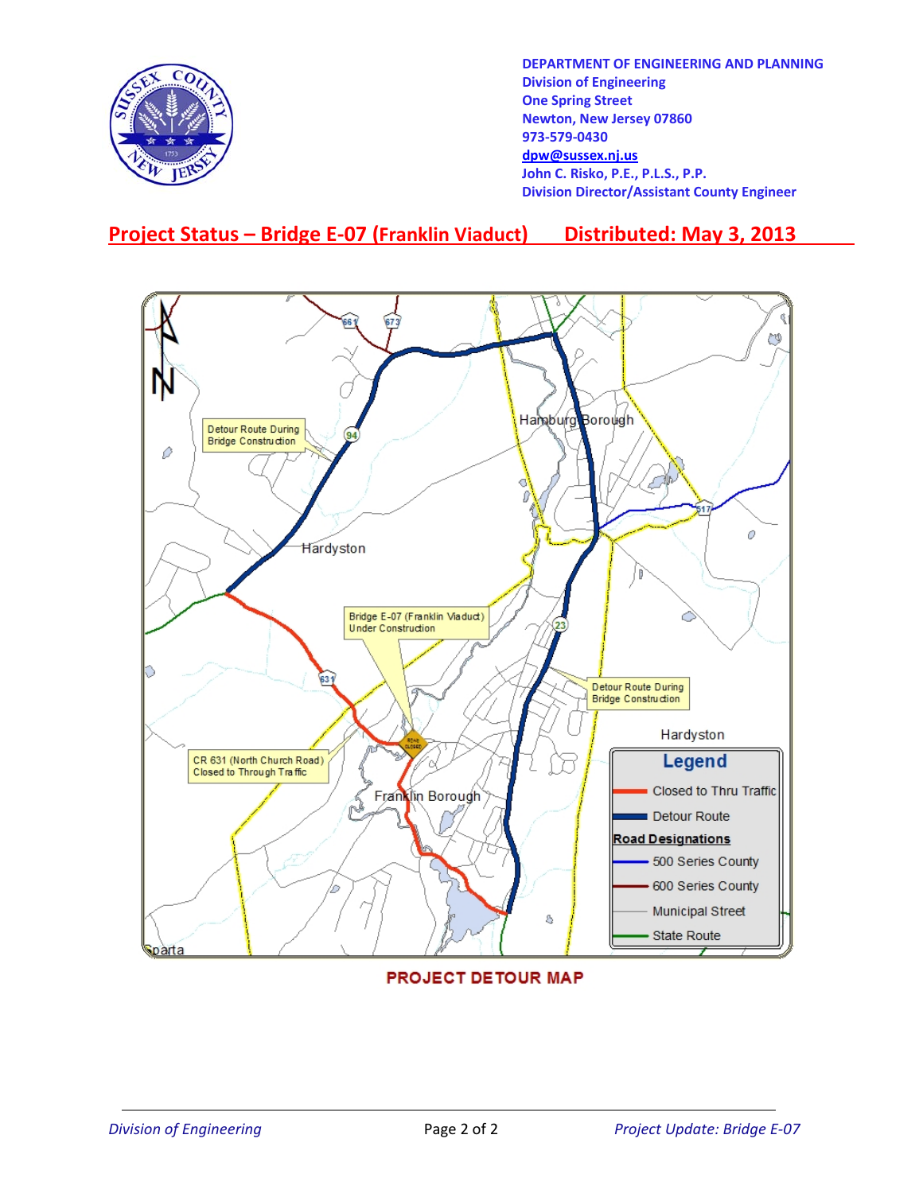**DEPARTMENT OF ENGINEERING AND PLANNING**
**Division of Engineering**
**One Spring Street**
**Newton, New Jersey 07860**
**973-579-0430**
**dpw@sussex.nj.us**
**John C. Risko, P.E., P.L.S., P.P.**
**Division Director/Assistant County Engineer**

## Project Status – Bridge E-07 (Franklin Viaduct)  Distributed: May 3, 2013

Detour Route During Bridge Construction

Hamburg Borough

Hardyston

Bridge E-07 (Franklin Viaduct) Under Construction

Detour Route During Bridge Construction

Hardyston

CR 631 (North Church Road) Closed to Through Traffic

Franklin Borough

Sparta

661

673

94

517

23

631

**Legend**

Closed to Thru Traffic

Detour Route

**Road Designations**

500 Series County

600 Series County

Municipal Street

State Route

**PROJECT DETOUR MAP**